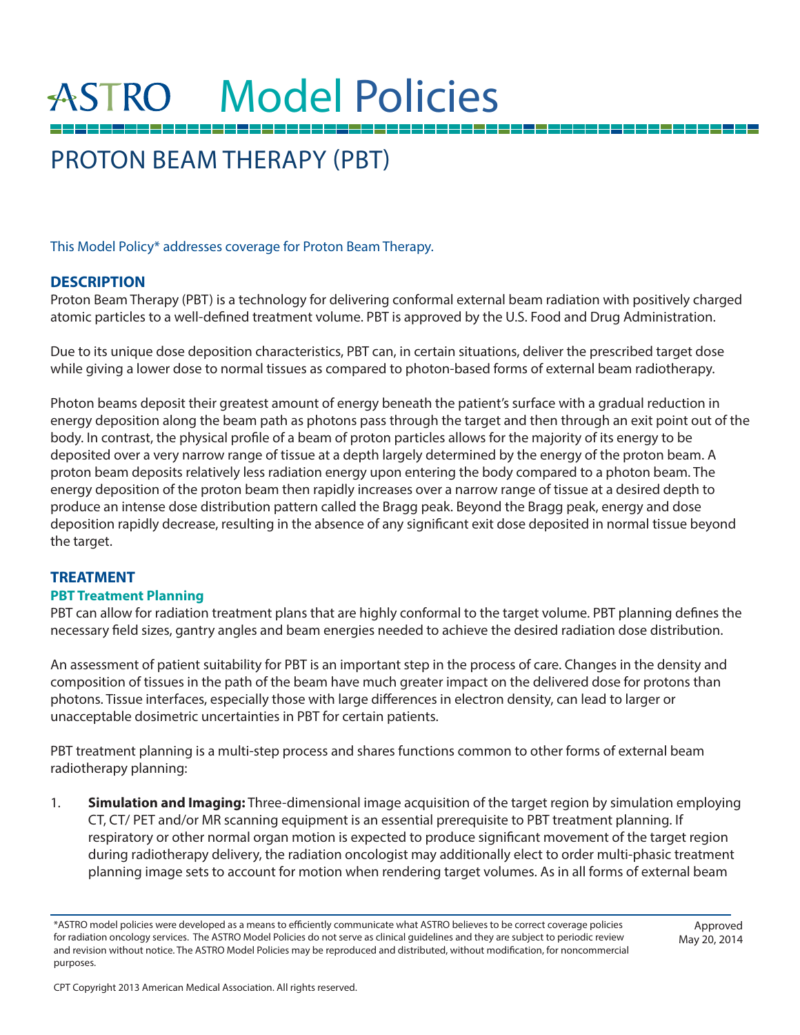# ASTRO Model Policies

## PROTON BEAM THERAPY (PBT)

This Model Policy* addresses coverage for Proton Beam Therapy.

### DESCRIPTION

Proton Beam Therapy (PBT) is a technology for delivering conformal external beam radiation with positively charged atomic particles to a well-defined treatment volume. PBT is approved by the U.S. Food and Drug Administration.

Due to its unique dose deposition characteristics, PBT can, in certain situations, deliver the prescribed target dose while giving a lower dose to normal tissues as compared to photon-based forms of external beam radiotherapy.

Photon beams deposit their greatest amount of energy beneath the patient's surface with a gradual reduction in energy deposition along the beam path as photons pass through the target and then through an exit point out of the body. In contrast, the physical profile of a beam of proton particles allows for the majority of its energy to be deposited over a very narrow range of tissue at a depth largely determined by the energy of the proton beam. A proton beam deposits relatively less radiation energy upon entering the body compared to a photon beam. The energy deposition of the proton beam then rapidly increases over a narrow range of tissue at a desired depth to produce an intense dose distribution pattern called the Bragg peak. Beyond the Bragg peak, energy and dose deposition rapidly decrease, resulting in the absence of any significant exit dose deposited in normal tissue beyond the target.

### TREATMENT

#### PBT Treatment Planning

PBT can allow for radiation treatment plans that are highly conformal to the target volume. PBT planning defines the necessary field sizes, gantry angles and beam energies needed to achieve the desired radiation dose distribution.

An assessment of patient suitability for PBT is an important step in the process of care. Changes in the density and composition of tissues in the path of the beam have much greater impact on the delivered dose for protons than photons. Tissue interfaces, especially those with large differences in electron density, can lead to larger or unacceptable dosimetric uncertainties in PBT for certain patients.

PBT treatment planning is a multi-step process and shares functions common to other forms of external beam radiotherapy planning:

1. **Simulation and Imaging:** Three-dimensional image acquisition of the target region by simulation employing CT, CT/ PET and/or MR scanning equipment is an essential prerequisite to PBT treatment planning. If respiratory or other normal organ motion is expected to produce significant movement of the target region during radiotherapy delivery, the radiation oncologist may additionally elect to order multi-phasic treatment planning image sets to account for motion when rendering target volumes. As in all forms of external beam

*ASTRO model policies were developed as a means to efficiently communicate what ASTRO believes to be correct coverage policies for radiation oncology services. The ASTRO Model Policies do not serve as clinical guidelines and they are subject to periodic review and revision without notice. The ASTRO Model Policies may be reproduced and distributed, without modification, for noncommercial purposes.

Approved May 20, 2014

CPT Copyright 2013 American Medical Association. All rights reserved.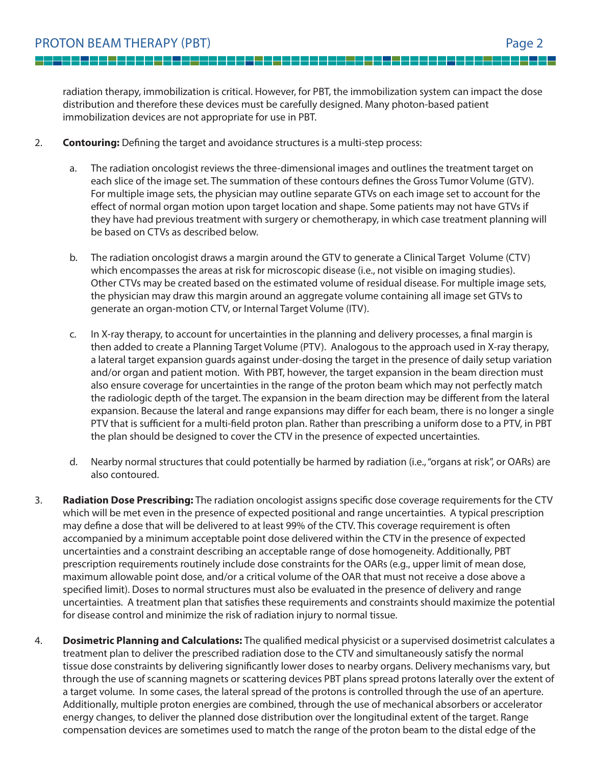radiation therapy, immobilization is critical. However, for PBT, the immobilization system can impact the dose distribution and therefore these devices must be carefully designed. Many photon-based patient immobilization devices are not appropriate for use in PBT.

2. **Contouring:** Defining the target and avoidance structures is a multi-step process:

   a. The radiation oncologist reviews the three-dimensional images and outlines the treatment target on each slice of the image set. The summation of these contours defines the Gross Tumor Volume (GTV). For multiple image sets, the physician may outline separate GTVs on each image set to account for the effect of normal organ motion upon target location and shape. Some patients may not have GTVs if they have had previous treatment with surgery or chemotherapy, in which case treatment planning will be based on CTVs as described below.

   b. The radiation oncologist draws a margin around the GTV to generate a Clinical Target Volume (CTV) which encompasses the areas at risk for microscopic disease (i.e., not visible on imaging studies). Other CTVs may be created based on the estimated volume of residual disease. For multiple image sets, the physician may draw this margin around an aggregate volume containing all image set GTVs to generate an organ-motion CTV, or Internal Target Volume (ITV).

   c. In X-ray therapy, to account for uncertainties in the planning and delivery processes, a final margin is then added to create a Planning Target Volume (PTV). Analogous to the approach used in X-ray therapy, a lateral target expansion guards against under-dosing the target in the presence of daily setup variation and/or organ and patient motion. With PBT, however, the target expansion in the beam direction must also ensure coverage for uncertainties in the range of the proton beam which may not perfectly match the radiologic depth of the target. The expansion in the beam direction may be different from the lateral expansion. Because the lateral and range expansions may differ for each beam, there is no longer a single PTV that is sufficient for a multi-field proton plan. Rather than prescribing a uniform dose to a PTV, in PBT the plan should be designed to cover the CTV in the presence of expected uncertainties.

   d. Nearby normal structures that could potentially be harmed by radiation (i.e., "organs at risk", or OARs) are also contoured.

3. **Radiation Dose Prescribing:** The radiation oncologist assigns specific dose coverage requirements for the CTV which will be met even in the presence of expected positional and range uncertainties. A typical prescription may define a dose that will be delivered to at least 99% of the CTV. This coverage requirement is often accompanied by a minimum acceptable point dose delivered within the CTV in the presence of expected uncertainties and a constraint describing an acceptable range of dose homogeneity. Additionally, PBT prescription requirements routinely include dose constraints for the OARs (e.g., upper limit of mean dose, maximum allowable point dose, and/or a critical volume of the OAR that must not receive a dose above a specified limit). Doses to normal structures must also be evaluated in the presence of delivery and range uncertainties. A treatment plan that satisfies these requirements and constraints should maximize the potential for disease control and minimize the risk of radiation injury to normal tissue.

4. **Dosimetric Planning and Calculations:** The qualified medical physicist or a supervised dosimetrist calculates a treatment plan to deliver the prescribed radiation dose to the CTV and simultaneously satisfy the normal tissue dose constraints by delivering significantly lower doses to nearby organs. Delivery mechanisms vary, but through the use of scanning magnets or scattering devices PBT plans spread protons laterally over the extent of a target volume. In some cases, the lateral spread of the protons is controlled through the use of an aperture. Additionally, multiple proton energies are combined, through the use of mechanical absorbers or accelerator energy changes, to deliver the planned dose distribution over the longitudinal extent of the target. Range compensation devices are sometimes used to match the range of the proton beam to the distal edge of the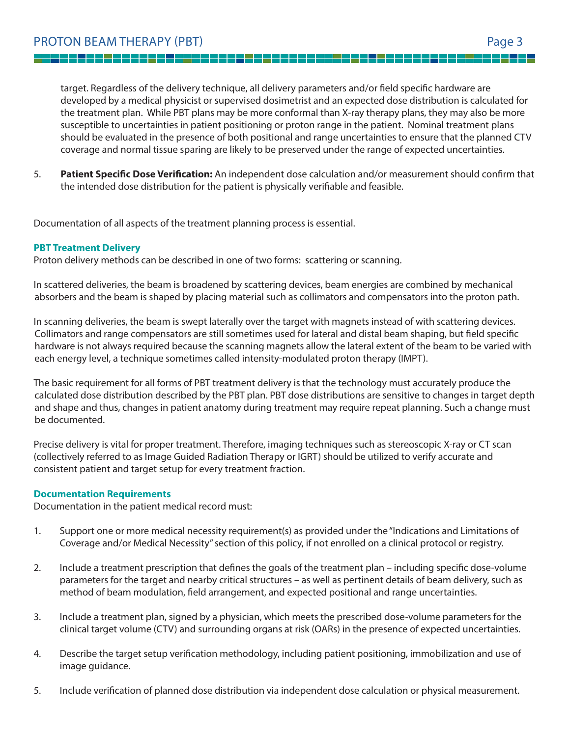target. Regardless of the delivery technique, all delivery parameters and/or field specific hardware are developed by a medical physicist or supervised dosimetrist and an expected dose distribution is calculated for the treatment plan. While PBT plans may be more conformal than X-ray therapy plans, they may also be more susceptible to uncertainties in patient positioning or proton range in the patient. Nominal treatment plans should be evaluated in the presence of both positional and range uncertainties to ensure that the planned CTV coverage and normal tissue sparing are likely to be preserved under the range of expected uncertainties.

5. **Patient Specific Dose Verification:** An independent dose calculation and/or measurement should confirm that the intended dose distribution for the patient is physically verifiable and feasible.

Documentation of all aspects of the treatment planning process is essential.

### PBT Treatment Delivery

Proton delivery methods can be described in one of two forms: scattering or scanning.

In scattered deliveries, the beam is broadened by scattering devices, beam energies are combined by mechanical absorbers and the beam is shaped by placing material such as collimators and compensators into the proton path.

In scanning deliveries, the beam is swept laterally over the target with magnets instead of with scattering devices. Collimators and range compensators are still sometimes used for lateral and distal beam shaping, but field specific hardware is not always required because the scanning magnets allow the lateral extent of the beam to be varied with each energy level, a technique sometimes called intensity-modulated proton therapy (IMPT).

The basic requirement for all forms of PBT treatment delivery is that the technology must accurately produce the calculated dose distribution described by the PBT plan. PBT dose distributions are sensitive to changes in target depth and shape and thus, changes in patient anatomy during treatment may require repeat planning. Such a change must be documented.

Precise delivery is vital for proper treatment. Therefore, imaging techniques such as stereoscopic X-ray or CT scan (collectively referred to as Image Guided Radiation Therapy or IGRT) should be utilized to verify accurate and consistent patient and target setup for every treatment fraction.

### Documentation Requirements

Documentation in the patient medical record must:

1. Support one or more medical necessity requirement(s) as provided under the "Indications and Limitations of Coverage and/or Medical Necessity" section of this policy, if not enrolled on a clinical protocol or registry.

2. Include a treatment prescription that defines the goals of the treatment plan – including specific dose-volume parameters for the target and nearby critical structures – as well as pertinent details of beam delivery, such as method of beam modulation, field arrangement, and expected positional and range uncertainties.

3. Include a treatment plan, signed by a physician, which meets the prescribed dose-volume parameters for the clinical target volume (CTV) and surrounding organs at risk (OARs) in the presence of expected uncertainties.

4. Describe the target setup verification methodology, including patient positioning, immobilization and use of image guidance.

5. Include verification of planned dose distribution via independent dose calculation or physical measurement.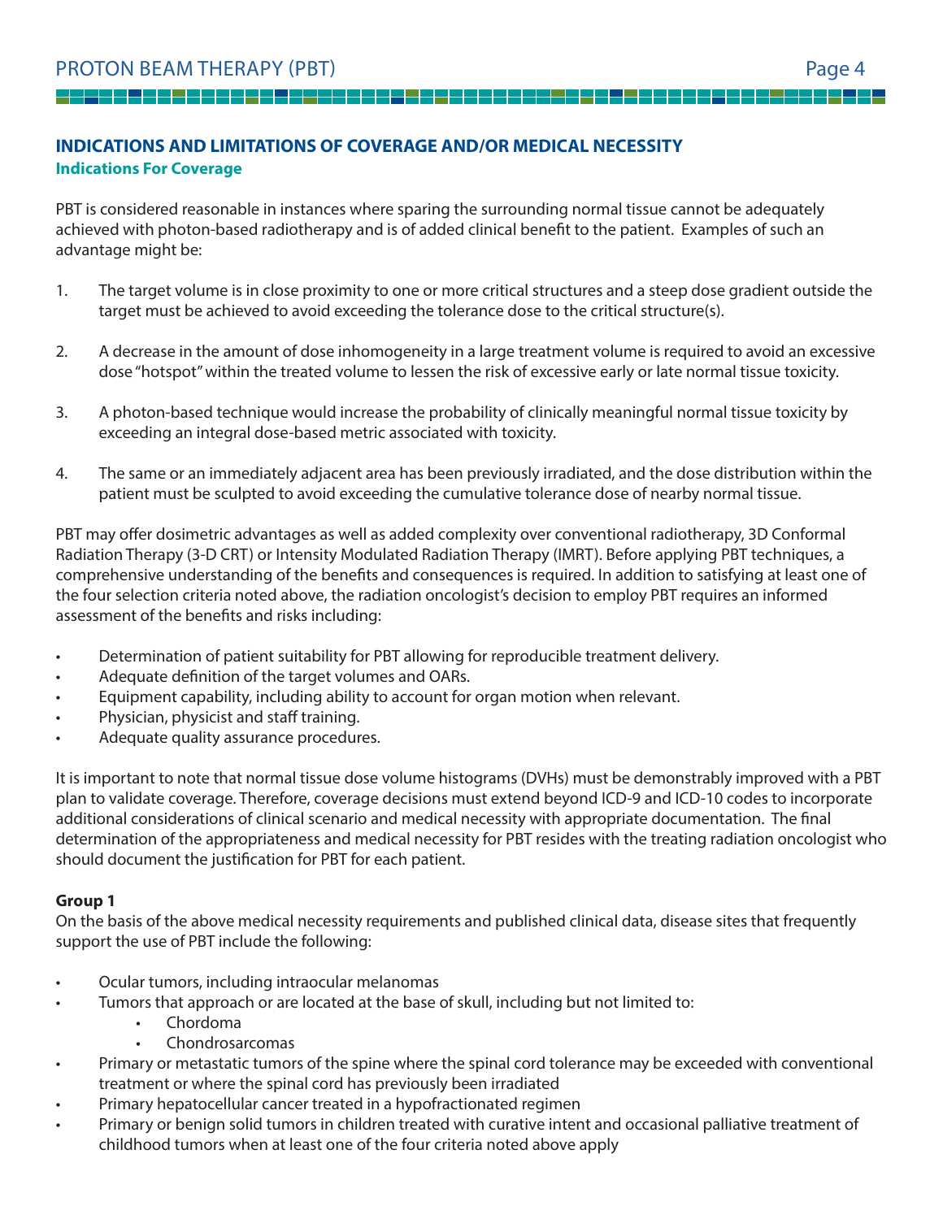## INDICATIONS AND LIMITATIONS OF COVERAGE AND/OR MEDICAL NECESSITY

### Indications For Coverage

PBT is considered reasonable in instances where sparing the surrounding normal tissue cannot be adequately achieved with photon-based radiotherapy and is of added clinical benefit to the patient. Examples of such an advantage might be:

1. The target volume is in close proximity to one or more critical structures and a steep dose gradient outside the target must be achieved to avoid exceeding the tolerance dose to the critical structure(s).

2. A decrease in the amount of dose inhomogeneity in a large treatment volume is required to avoid an excessive dose "hotspot" within the treated volume to lessen the risk of excessive early or late normal tissue toxicity.

3. A photon-based technique would increase the probability of clinically meaningful normal tissue toxicity by exceeding an integral dose-based metric associated with toxicity.

4. The same or an immediately adjacent area has been previously irradiated, and the dose distribution within the patient must be sculpted to avoid exceeding the cumulative tolerance dose of nearby normal tissue.

PBT may offer dosimetric advantages as well as added complexity over conventional radiotherapy, 3D Conformal Radiation Therapy (3-D CRT) or Intensity Modulated Radiation Therapy (IMRT). Before applying PBT techniques, a comprehensive understanding of the benefits and consequences is required. In addition to satisfying at least one of the four selection criteria noted above, the radiation oncologist's decision to employ PBT requires an informed assessment of the benefits and risks including:

- Determination of patient suitability for PBT allowing for reproducible treatment delivery.
- Adequate definition of the target volumes and OARs.
- Equipment capability, including ability to account for organ motion when relevant.
- Physician, physicist and staff training.
- Adequate quality assurance procedures.

It is important to note that normal tissue dose volume histograms (DVHs) must be demonstrably improved with a PBT plan to validate coverage. Therefore, coverage decisions must extend beyond ICD-9 and ICD-10 codes to incorporate additional considerations of clinical scenario and medical necessity with appropriate documentation. The final determination of the appropriateness and medical necessity for PBT resides with the treating radiation oncologist who should document the justification for PBT for each patient.

**Group 1**

On the basis of the above medical necessity requirements and published clinical data, disease sites that frequently support the use of PBT include the following:

- Ocular tumors, including intraocular melanomas
- Tumors that approach or are located at the base of skull, including but not limited to:
    - Chordoma
    - Chondrosarcomas
- Primary or metastatic tumors of the spine where the spinal cord tolerance may be exceeded with conventional treatment or where the spinal cord has previously been irradiated
- Primary hepatocellular cancer treated in a hypofractionated regimen
- Primary or benign solid tumors in children treated with curative intent and occasional palliative treatment of childhood tumors when at least one of the four criteria noted above apply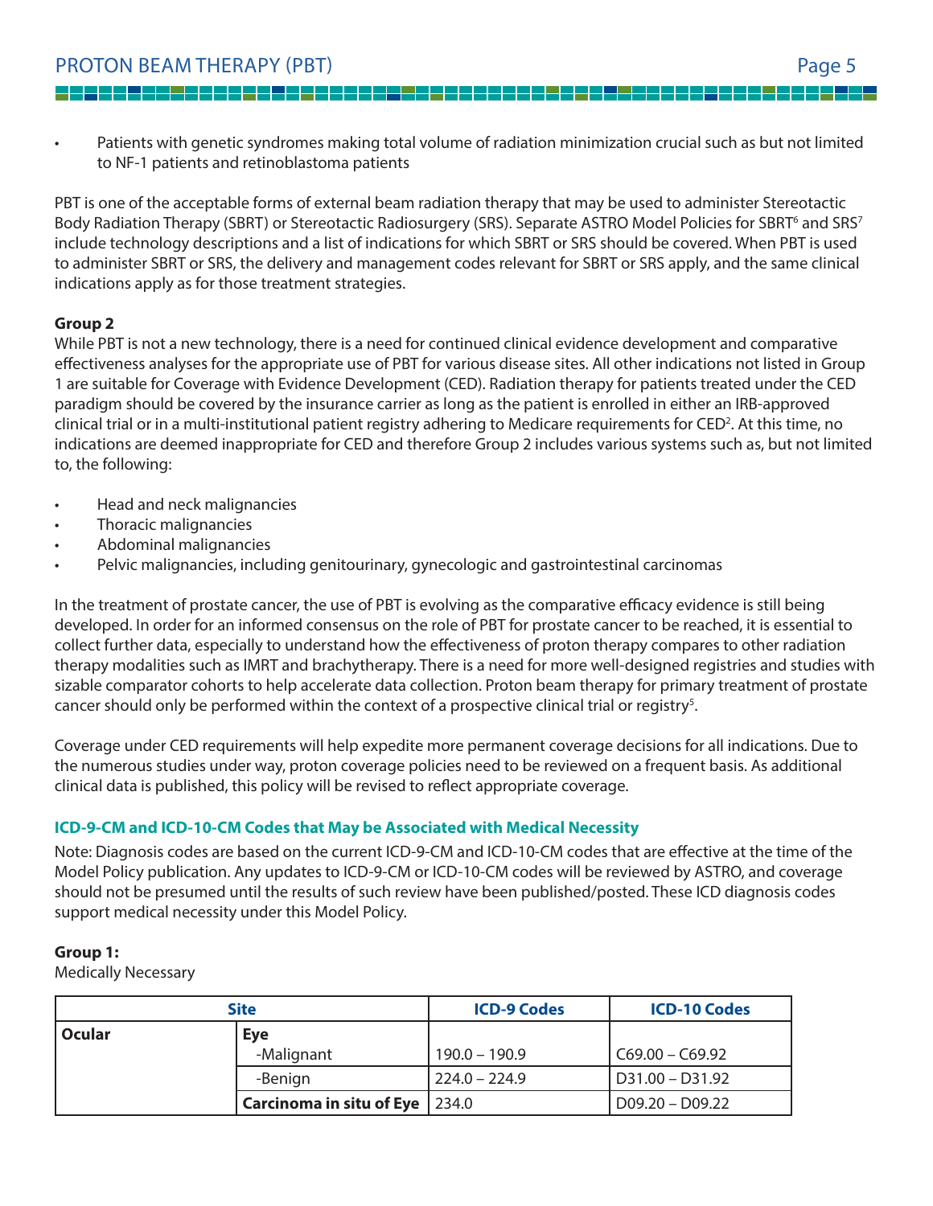- Patients with genetic syndromes making total volume of radiation minimization crucial such as but not limited to NF-1 patients and retinoblastoma patients

PBT is one of the acceptable forms of external beam radiation therapy that may be used to administer Stereotactic Body Radiation Therapy (SBRT) or Stereotactic Radiosurgery (SRS). Separate ASTRO Model Policies for SBRT[6] and SRS[7] include technology descriptions and a list of indications for which SBRT or SRS should be covered. When PBT is used to administer SBRT or SRS, the delivery and management codes relevant for SBRT or SRS apply, and the same clinical indications apply as for those treatment strategies.

**Group 2**

While PBT is not a new technology, there is a need for continued clinical evidence development and comparative effectiveness analyses for the appropriate use of PBT for various disease sites. All other indications not listed in Group 1 are suitable for Coverage with Evidence Development (CED). Radiation therapy for patients treated under the CED paradigm should be covered by the insurance carrier as long as the patient is enrolled in either an IRB-approved clinical trial or in a multi-institutional patient registry adhering to Medicare requirements for CED[2]. At this time, no indications are deemed inappropriate for CED and therefore Group 2 includes various systems such as, but not limited to, the following:

- Head and neck malignancies
- Thoracic malignancies
- Abdominal malignancies
- Pelvic malignancies, including genitourinary, gynecologic and gastrointestinal carcinomas

In the treatment of prostate cancer, the use of PBT is evolving as the comparative efficacy evidence is still being developed. In order for an informed consensus on the role of PBT for prostate cancer to be reached, it is essential to collect further data, especially to understand how the effectiveness of proton therapy compares to other radiation therapy modalities such as IMRT and brachytherapy. There is a need for more well-designed registries and studies with sizable comparator cohorts to help accelerate data collection. Proton beam therapy for primary treatment of prostate cancer should only be performed within the context of a prospective clinical trial or registry[5].

Coverage under CED requirements will help expedite more permanent coverage decisions for all indications. Due to the numerous studies under way, proton coverage policies need to be reviewed on a frequent basis. As additional clinical data is published, this policy will be revised to reflect appropriate coverage.

### ICD-9-CM and ICD-10-CM Codes that May be Associated with Medical Necessity

Note: Diagnosis codes are based on the current ICD-9-CM and ICD-10-CM codes that are effective at the time of the Model Policy publication. Any updates to ICD-9-CM or ICD-10-CM codes will be reviewed by ASTRO, and coverage should not be presumed until the results of such review have been published/posted. These ICD diagnosis codes support medical necessity under this Model Policy.

**Group 1:**
Medically Necessary

| Site | | ICD-9 Codes | ICD-10 Codes |
|---|---|---|---|
| **Ocular** | **Eye** | | |
| | -Malignant | 190.0 – 190.9 | C69.00 – C69.92 |
| | -Benign | 224.0 – 224.9 | D31.00 – D31.92 |
| | **Carcinoma in situ of Eye** | 234.0 | D09.20 – D09.22 |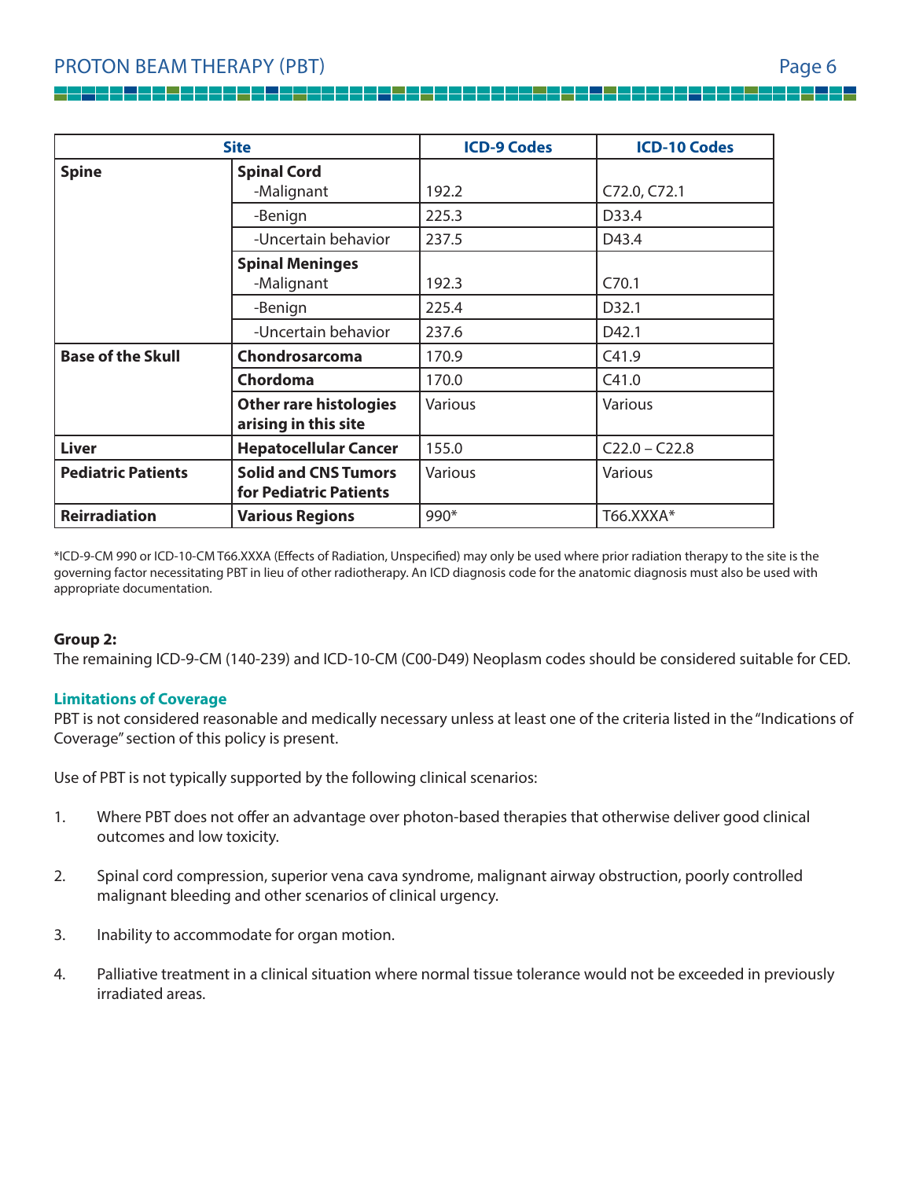| Site | | ICD-9 Codes | ICD-10 Codes |
|---|---|---|---|
| **Spine** | **Spinal Cord** -Malignant | 192.2 | C72.0, C72.1 |
| | -Benign | 225.3 | D33.4 |
| | -Uncertain behavior | 237.5 | D43.4 |
| | **Spinal Meninges** -Malignant | 192.3 | C70.1 |
| | -Benign | 225.4 | D32.1 |
| | -Uncertain behavior | 237.6 | D42.1 |
| **Base of the Skull** | **Chondrosarcoma** | 170.9 | C41.9 |
| | **Chordoma** | 170.0 | C41.0 |
| | **Other rare histologies arising in this site** | Various | Various |
| **Liver** | **Hepatocellular Cancer** | 155.0 | C22.0 – C22.8 |
| **Pediatric Patients** | **Solid and CNS Tumors for Pediatric Patients** | Various | Various |
| **Reirradiation** | **Various Regions** | 990* | T66.XXXA* |

*ICD-9-CM 990 or ICD-10-CM T66.XXXA (Effects of Radiation, Unspecified) may only be used where prior radiation therapy to the site is the governing factor necessitating PBT in lieu of other radiotherapy. An ICD diagnosis code for the anatomic diagnosis must also be used with appropriate documentation.

**Group 2:**
The remaining ICD-9-CM (140-239) and ICD-10-CM (C00-D49) Neoplasm codes should be considered suitable for CED.

### Limitations of Coverage

PBT is not considered reasonable and medically necessary unless at least one of the criteria listed in the "Indications of Coverage" section of this policy is present.

Use of PBT is not typically supported by the following clinical scenarios:

1. Where PBT does not offer an advantage over photon-based therapies that otherwise deliver good clinical outcomes and low toxicity.

2. Spinal cord compression, superior vena cava syndrome, malignant airway obstruction, poorly controlled malignant bleeding and other scenarios of clinical urgency.

3. Inability to accommodate for organ motion.

4. Palliative treatment in a clinical situation where normal tissue tolerance would not be exceeded in previously irradiated areas.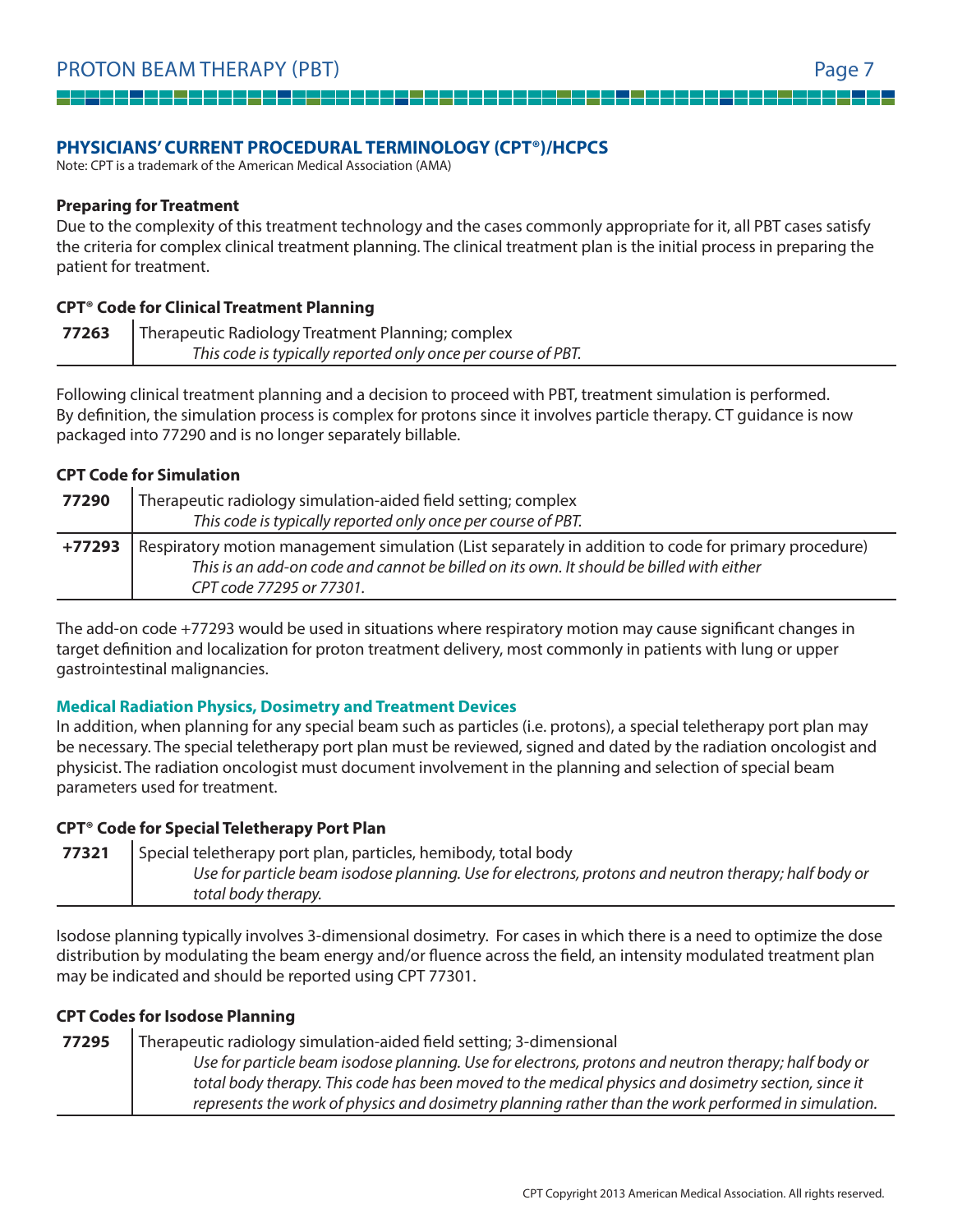## PHYSICIANS' CURRENT PROCEDURAL TERMINOLOGY (CPT®)/HCPCS

Note: CPT is a trademark of the American Medical Association (AMA)

**Preparing for Treatment**

Due to the complexity of this treatment technology and the cases commonly appropriate for it, all PBT cases satisfy the criteria for complex clinical treatment planning. The clinical treatment plan is the initial process in preparing the patient for treatment.

**CPT® Code for Clinical Treatment Planning**

| | |
|---|---|
| **77263** | Therapeutic Radiology Treatment Planning; complex<br>*This code is typically reported only once per course of PBT.* |

Following clinical treatment planning and a decision to proceed with PBT, treatment simulation is performed. By definition, the simulation process is complex for protons since it involves particle therapy. CT guidance is now packaged into 77290 and is no longer separately billable.

**CPT Code for Simulation**

| | |
|---|---|
| **77290** | Therapeutic radiology simulation-aided field setting; complex<br>*This code is typically reported only once per course of PBT.* |
| **+77293** | Respiratory motion management simulation (List separately in addition to code for primary procedure)<br>*This is an add-on code and cannot be billed on its own. It should be billed with either CPT code 77295 or 77301.* |

The add-on code +77293 would be used in situations where respiratory motion may cause significant changes in target definition and localization for proton treatment delivery, most commonly in patients with lung or upper gastrointestinal malignancies.

### Medical Radiation Physics, Dosimetry and Treatment Devices

In addition, when planning for any special beam such as particles (i.e. protons), a special teletherapy port plan may be necessary. The special teletherapy port plan must be reviewed, signed and dated by the radiation oncologist and physicist. The radiation oncologist must document involvement in the planning and selection of special beam parameters used for treatment.

**CPT® Code for Special Teletherapy Port Plan**

| | |
|---|---|
| **77321** | Special teletherapy port plan, particles, hemibody, total body<br>*Use for particle beam isodose planning. Use for electrons, protons and neutron therapy; half body or total body therapy.* |

Isodose planning typically involves 3-dimensional dosimetry. For cases in which there is a need to optimize the dose distribution by modulating the beam energy and/or fluence across the field, an intensity modulated treatment plan may be indicated and should be reported using CPT 77301.

**CPT Codes for Isodose Planning**

| | |
|---|---|
| **77295** | Therapeutic radiology simulation-aided field setting; 3-dimensional<br>*Use for particle beam isodose planning. Use for electrons, protons and neutron therapy; half body or total body therapy. This code has been moved to the medical physics and dosimetry section, since it represents the work of physics and dosimetry planning rather than the work performed in simulation.* |

CPT Copyright 2013 American Medical Association. All rights reserved.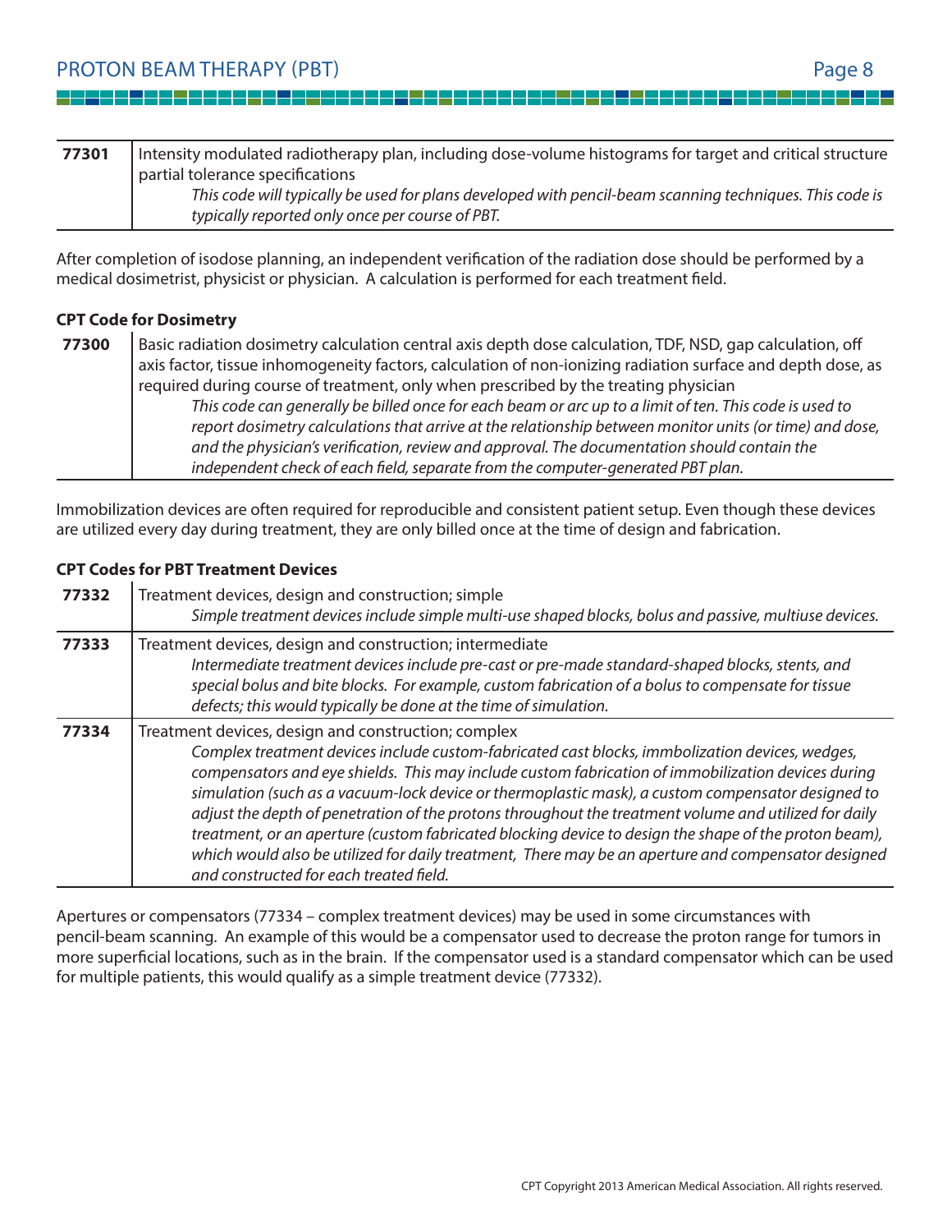| | |
|---|---|
| **77301** | Intensity modulated radiotherapy plan, including dose-volume histograms for target and critical structure partial tolerance specifications<br>*This code will typically be used for plans developed with pencil-beam scanning techniques. This code is typically reported only once per course of PBT.* |

After completion of isodose planning, an independent verification of the radiation dose should be performed by a medical dosimetrist, physicist or physician. A calculation is performed for each treatment field.

**CPT Code for Dosimetry**

| | |
|---|---|
| **77300** | Basic radiation dosimetry calculation central axis depth dose calculation, TDF, NSD, gap calculation, off axis factor, tissue inhomogeneity factors, calculation of non-ionizing radiation surface and depth dose, as required during course of treatment, only when prescribed by the treating physician<br>*This code can generally be billed once for each beam or arc up to a limit of ten. This code is used to report dosimetry calculations that arrive at the relationship between monitor units (or time) and dose, and the physician's verification, review and approval. The documentation should contain the independent check of each field, separate from the computer-generated PBT plan.* |

Immobilization devices are often required for reproducible and consistent patient setup. Even though these devices are utilized every day during treatment, they are only billed once at the time of design and fabrication.

**CPT Codes for PBT Treatment Devices**

| | |
|---|---|
| **77332** | Treatment devices, design and construction; simple<br>*Simple treatment devices include simple multi-use shaped blocks, bolus and passive, multiuse devices.* |
| **77333** | Treatment devices, design and construction; intermediate<br>*Intermediate treatment devices include pre-cast or pre-made standard-shaped blocks, stents, and special bolus and bite blocks. For example, custom fabrication of a bolus to compensate for tissue defects; this would typically be done at the time of simulation.* |
| **77334** | Treatment devices, design and construction; complex<br>*Complex treatment devices include custom-fabricated cast blocks, immbolization devices, wedges, compensators and eye shields. This may include custom fabrication of immobilization devices during simulation (such as a vacuum-lock device or thermoplastic mask), a custom compensator designed to adjust the depth of penetration of the protons throughout the treatment volume and utilized for daily treatment, or an aperture (custom fabricated blocking device to design the shape of the proton beam), which would also be utilized for daily treatment, There may be an aperture and compensator designed and constructed for each treated field.* |

Apertures or compensators (77334 – complex treatment devices) may be used in some circumstances with pencil-beam scanning. An example of this would be a compensator used to decrease the proton range for tumors in more superficial locations, such as in the brain. If the compensator used is a standard compensator which can be used for multiple patients, this would qualify as a simple treatment device (77332).

CPT Copyright 2013 American Medical Association. All rights reserved.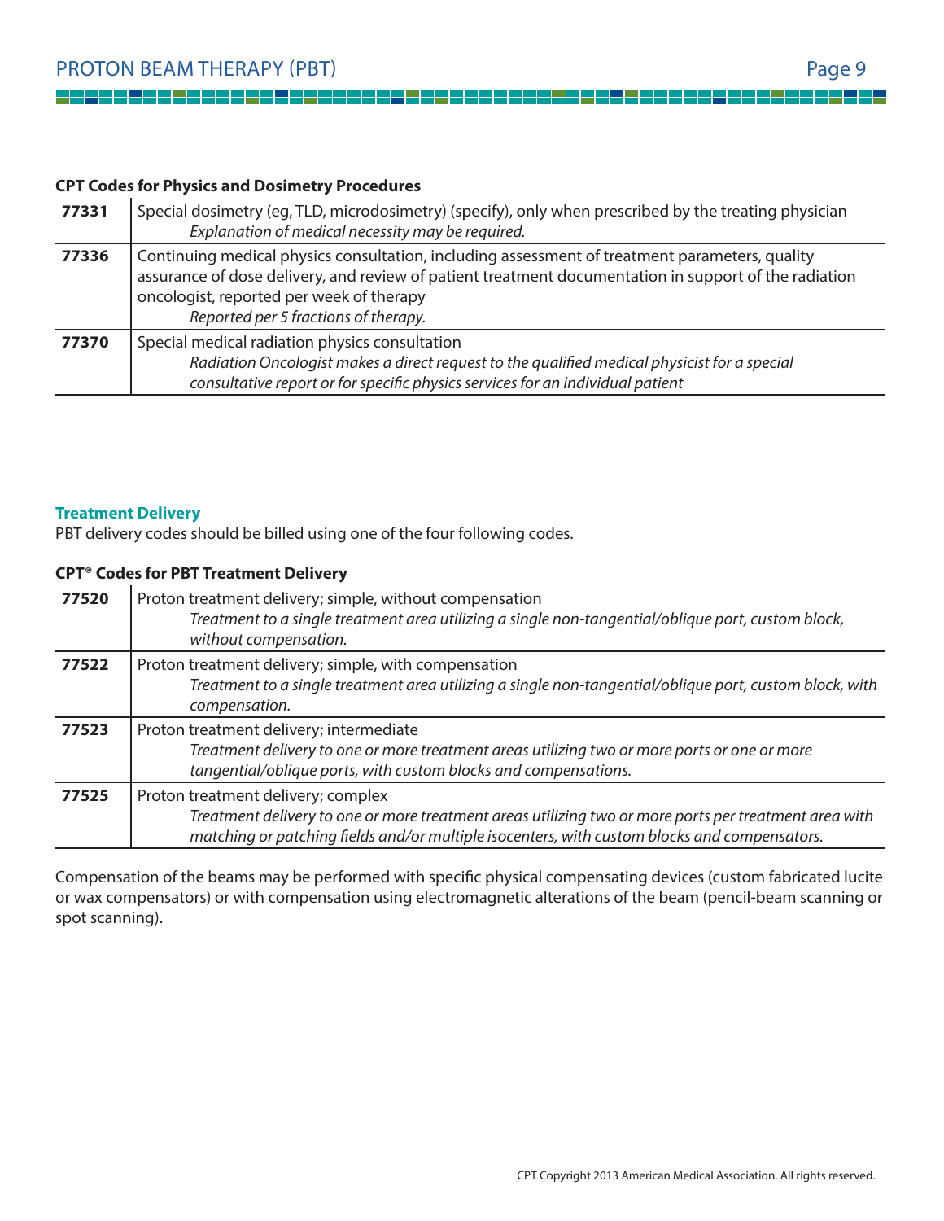**CPT Codes for Physics and Dosimetry Procedures**

| | |
|---|---|
| **77331** | Special dosimetry (eg, TLD, microdosimetry) (specify), only when prescribed by the treating physician<br>*Explanation of medical necessity may be required.* |
| **77336** | Continuing medical physics consultation, including assessment of treatment parameters, quality assurance of dose delivery, and review of patient treatment documentation in support of the radiation oncologist, reported per week of therapy<br>*Reported per 5 fractions of therapy.* |
| **77370** | Special medical radiation physics consultation<br>*Radiation Oncologist makes a direct request to the qualified medical physicist for a special consultative report or for specific physics services for an individual patient* |

### Treatment Delivery

PBT delivery codes should be billed using one of the four following codes.

**CPT® Codes for PBT Treatment Delivery**

| | |
|---|---|
| **77520** | Proton treatment delivery; simple, without compensation<br>*Treatment to a single treatment area utilizing a single non-tangential/oblique port, custom block, without compensation.* |
| **77522** | Proton treatment delivery; simple, with compensation<br>*Treatment to a single treatment area utilizing a single non-tangential/oblique port, custom block, with compensation.* |
| **77523** | Proton treatment delivery; intermediate<br>*Treatment delivery to one or more treatment areas utilizing two or more ports or one or more tangential/oblique ports, with custom blocks and compensations.* |
| **77525** | Proton treatment delivery; complex<br>*Treatment delivery to one or more treatment areas utilizing two or more ports per treatment area with matching or patching fields and/or multiple isocenters, with custom blocks and compensators.* |

Compensation of the beams may be performed with specific physical compensating devices (custom fabricated lucite or wax compensators) or with compensation using electromagnetic alterations of the beam (pencil-beam scanning or spot scanning).

CPT Copyright 2013 American Medical Association. All rights reserved.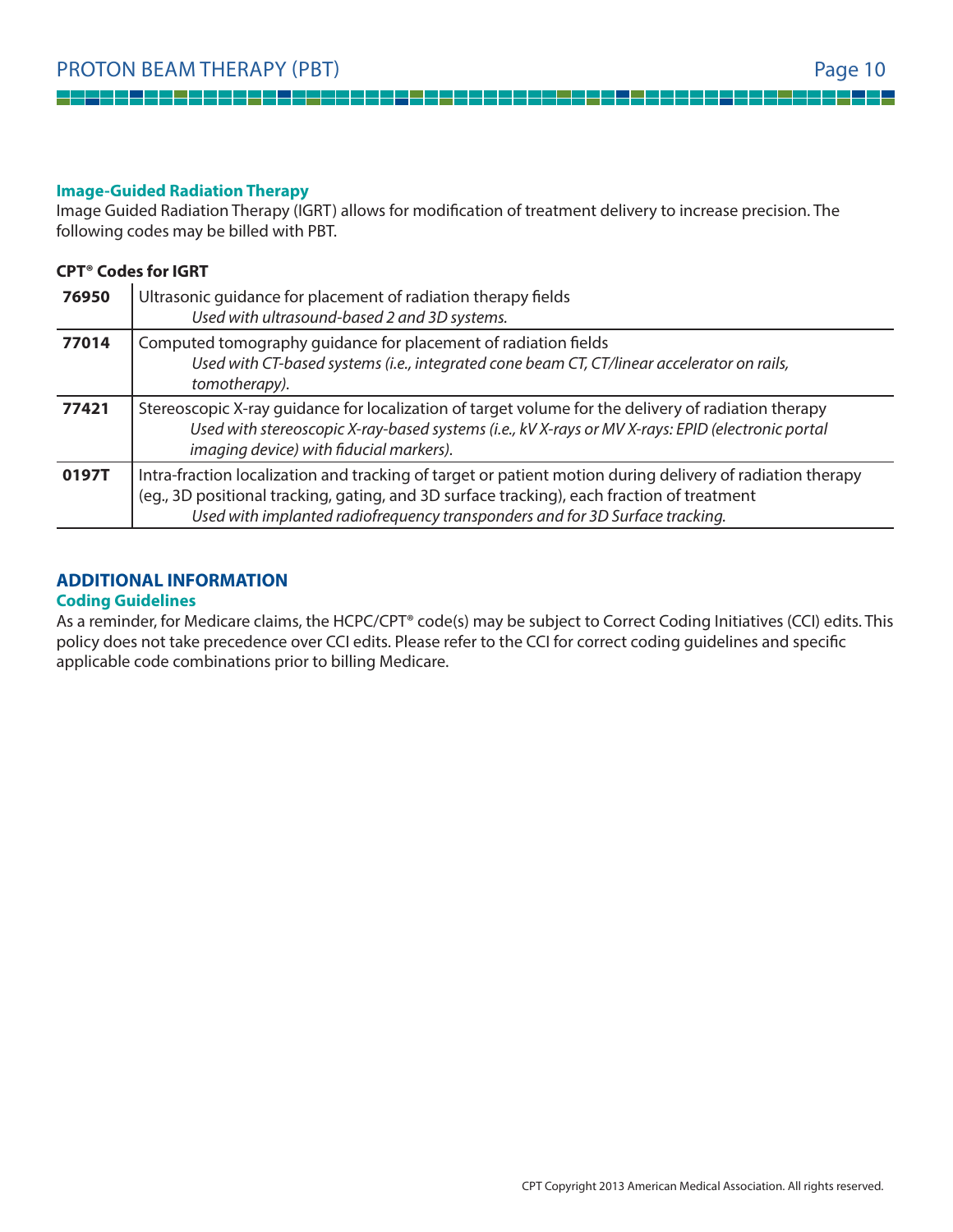### Image-Guided Radiation Therapy

Image Guided Radiation Therapy (IGRT) allows for modification of treatment delivery to increase precision. The following codes may be billed with PBT.

**CPT® Codes for IGRT**

| | |
|---|---|
| **76950** | Ultrasonic guidance for placement of radiation therapy fields<br>*Used with ultrasound-based 2 and 3D systems.* |
| **77014** | Computed tomography guidance for placement of radiation fields<br>*Used with CT-based systems (i.e., integrated cone beam CT, CT/linear accelerator on rails, tomotherapy).* |
| **77421** | Stereoscopic X-ray guidance for localization of target volume for the delivery of radiation therapy<br>*Used with stereoscopic X-ray-based systems (i.e., kV X-rays or MV X-rays: EPID (electronic portal imaging device) with fiducial markers).* |
| **0197T** | Intra-fraction localization and tracking of target or patient motion during delivery of radiation therapy (eg., 3D positional tracking, gating, and 3D surface tracking), each fraction of treatment<br>*Used with implanted radiofrequency transponders and for 3D Surface tracking.* |

## ADDITIONAL INFORMATION

### Coding Guidelines

As a reminder, for Medicare claims, the HCPC/CPT® code(s) may be subject to Correct Coding Initiatives (CCI) edits. This policy does not take precedence over CCI edits. Please refer to the CCI for correct coding guidelines and specific applicable code combinations prior to billing Medicare.

CPT Copyright 2013 American Medical Association. All rights reserved.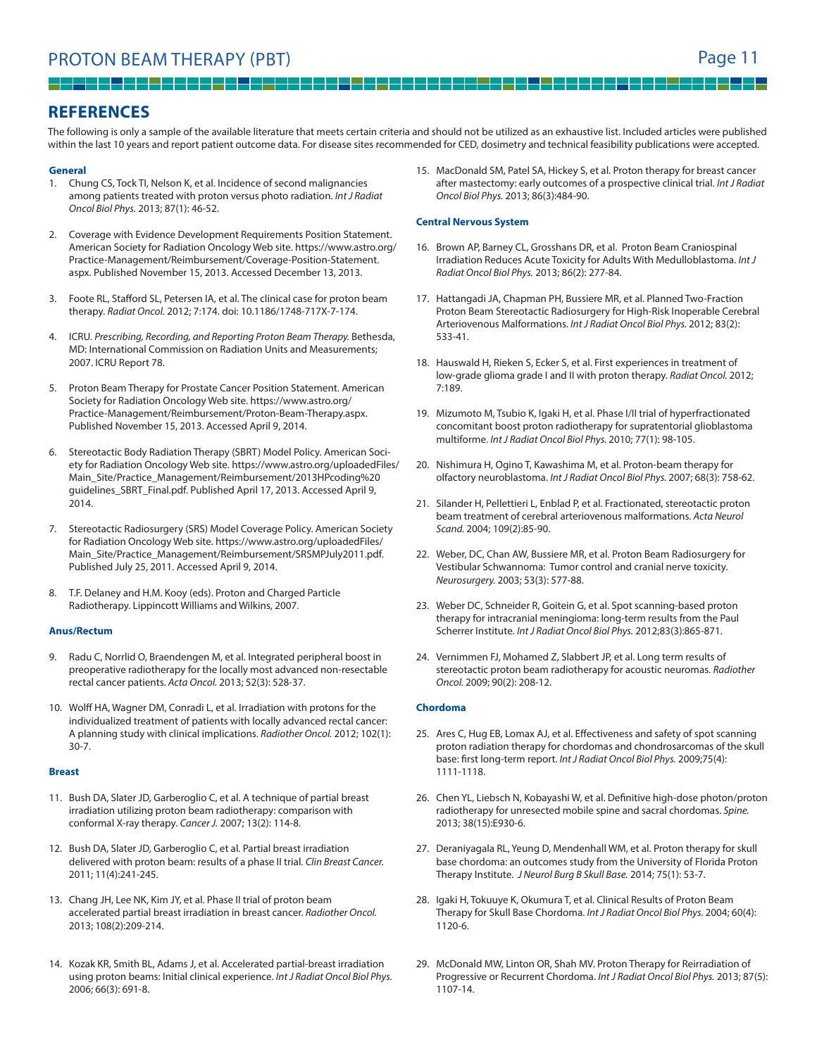## REFERENCES

The following is only a sample of the available literature that meets certain criteria and should not be utilized as an exhaustive list. Included articles were published within the last 10 years and report patient outcome data. For disease sites recommended for CED, dosimetry and technical feasibility publications were accepted.

### General

1. Chung CS, Tock TI, Nelson K, et al. Incidence of second malignancies among patients treated with proton versus photo radiation. *Int J Radiat Oncol Biol Phys.* 2013; 87(1): 46-52.

2. Coverage with Evidence Development Requirements Position Statement. American Society for Radiation Oncology Web site. https://www.astro.org/Practice-Management/Reimbursement/Coverage-Position-Statement.aspx. Published November 15, 2013. Accessed December 13, 2013.

3. Foote RL, Stafford SL, Petersen IA, et al. The clinical case for proton beam therapy. *Radiat Oncol.* 2012; 7:174. doi: 10.1186/1748-717X-7-174.

4. ICRU. *Prescribing, Recording, and Reporting Proton Beam Therapy.* Bethesda, MD: International Commission on Radiation Units and Measurements; 2007. ICRU Report 78.

5. Proton Beam Therapy for Prostate Cancer Position Statement. American Society for Radiation Oncology Web site. https://www.astro.org/Practice-Management/Reimbursement/Proton-Beam-Therapy.aspx. Published November 15, 2013. Accessed April 9, 2014.

6. Stereotactic Body Radiation Therapy (SBRT) Model Policy. American Society for Radiation Oncology Web site. https://www.astro.org/uploadedFiles/Main_Site/Practice_Management/Reimbursement/2013HPcoding%20guidelines_SBRT_Final.pdf. Published April 17, 2013. Accessed April 9, 2014.

7. Stereotactic Radiosurgery (SRS) Model Coverage Policy. American Society for Radiation Oncology Web site. https://www.astro.org/uploadedFiles/Main_Site/Practice_Management/Reimbursement/SRSMPJuly2011.pdf. Published July 25, 2011. Accessed April 9, 2014.

8. T.F. Delaney and H.M. Kooy (eds). Proton and Charged Particle Radiotherapy. Lippincott Williams and Wilkins, 2007.

### Anus/Rectum

9. Radu C, Norrlid O, Braendengen M, et al. Integrated peripheral boost in preoperative radiotherapy for the locally most advanced non-resectable rectal cancer patients. *Acta Oncol.* 2013; 52(3): 528-37.

10. Wolff HA, Wagner DM, Conradi L, et al. Irradiation with protons for the individualized treatment of patients with locally advanced rectal cancer: A planning study with clinical implications. *Radiother Oncol.* 2012; 102(1): 30-7.

### Breast

11. Bush DA, Slater JD, Garberoglio C, et al. A technique of partial breast irradiation utilizing proton beam radiotherapy: comparison with conformal X-ray therapy. *Cancer J.* 2007; 13(2): 114-8.

12. Bush DA, Slater JD, Garberoglio C, et al. Partial breast irradiation delivered with proton beam: results of a phase II trial. *Clin Breast Cancer.* 2011; 11(4):241-245.

13. Chang JH, Lee NK, Kim JY, et al. Phase II trial of proton beam accelerated partial breast irradiation in breast cancer. *Radiother Oncol.* 2013; 108(2):209-214.

14. Kozak KR, Smith BL, Adams J, et al. Accelerated partial-breast irradiation using proton beams: Initial clinical experience. *Int J Radiat Oncol Biol Phys.* 2006; 66(3): 691-8.

15. MacDonald SM, Patel SA, Hickey S, et al. Proton therapy for breast cancer after mastectomy: early outcomes of a prospective clinical trial. *Int J Radiat Oncol Biol Phys.* 2013; 86(3):484-90.

### Central Nervous System

16. Brown AP, Barney CL, Grosshans DR, et al. Proton Beam Craniospinal Irradiation Reduces Acute Toxicity for Adults With Medulloblastoma. *Int J Radiat Oncol Biol Phys.* 2013; 86(2): 277-84.

17. Hattangadi JA, Chapman PH, Bussiere MR, et al. Planned Two-Fraction Proton Beam Stereotactic Radiosurgery for High-Risk Inoperable Cerebral Arteriovenous Malformations. *Int J Radiat Oncol Biol Phys.* 2012; 83(2): 533-41.

18. Hauswald H, Rieken S, Ecker S, et al. First experiences in treatment of low-grade glioma grade I and II with proton therapy. *Radiat Oncol.* 2012; 7:189.

19. Mizumoto M, Tsubio K, Igaki H, et al. Phase I/II trial of hyperfractionated concomitant boost proton radiotherapy for supratentorial glioblastoma multiforme. *Int J Radiat Oncol Biol Phys.* 2010; 77(1): 98-105.

20. Nishimura H, Ogino T, Kawashima M, et al. Proton-beam therapy for olfactory neuroblastoma. *Int J Radiat Oncol Biol Phys.* 2007; 68(3): 758-62.

21. Silander H, Pellettieri L, Enblad P, et al. Fractionated, stereotactic proton beam treatment of cerebral arteriovenous malformations. *Acta Neurol Scand.* 2004; 109(2):85-90.

22. Weber, DC, Chan AW, Bussiere MR, et al. Proton Beam Radiosurgery for Vestibular Schwannoma: Tumor control and cranial nerve toxicity. *Neurosurgery.* 2003; 53(3): 577-88.

23. Weber DC, Schneider R, Goitein G, et al. Spot scanning-based proton therapy for intracranial meningioma: long-term results from the Paul Scherrer Institute. *Int J Radiat Oncol Biol Phys.* 2012;83(3):865-871.

24. Vernimmen FJ, Mohamed Z, Slabbert JP, et al. Long term results of stereotactic proton beam radiotherapy for acoustic neuromas. *Radiother Oncol.* 2009; 90(2): 208-12.

### Chordoma

25. Ares C, Hug EB, Lomax AJ, et al. Effectiveness and safety of spot scanning proton radiation therapy for chordomas and chondrosarcomas of the skull base: first long-term report. *Int J Radiat Oncol Biol Phys.* 2009;75(4): 1111-1118.

26. Chen YL, Liebsch N, Kobayashi W, et al. Definitive high-dose photon/proton radiotherapy for unresected mobile spine and sacral chordomas. *Spine.* 2013; 38(15):E930-6.

27. Deraniyagala RL, Yeung D, Mendenhall WM, et al. Proton therapy for skull base chordoma: an outcomes study from the University of Florida Proton Therapy Institute. *J Neurol Burg B Skull Base.* 2014; 75(1): 53-7.

28. Igaki H, Tokuuye K, Okumura T, et al. Clinical Results of Proton Beam Therapy for Skull Base Chordoma. *Int J Radiat Oncol Biol Phys.* 2004; 60(4): 1120-6.

29. McDonald MW, Linton OR, Shah MV. Proton Therapy for Reirradiation of Progressive or Recurrent Chordoma. *Int J Radiat Oncol Biol Phys.* 2013; 87(5): 1107-14.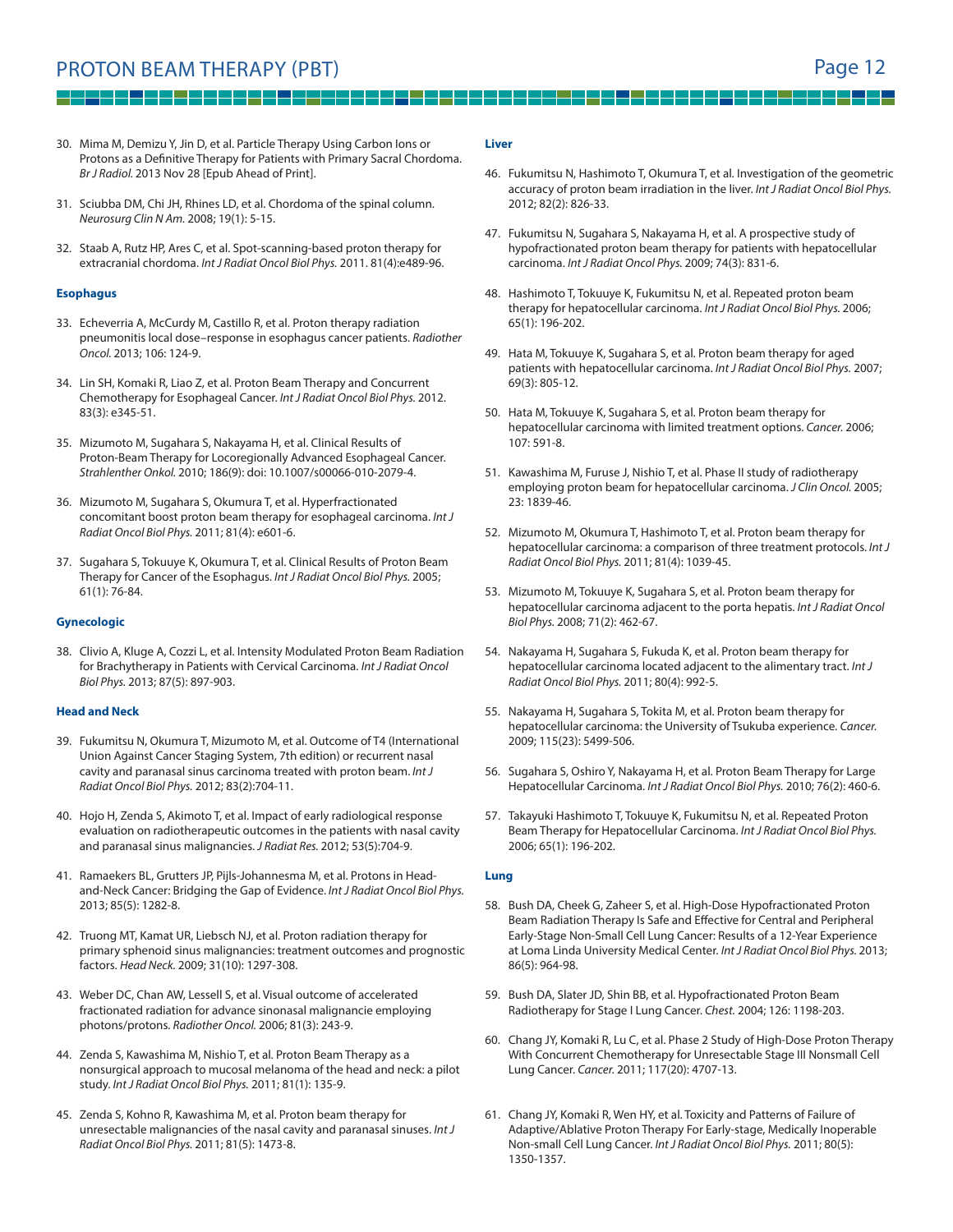30. Mima M, Demizu Y, Jin D, et al. Particle Therapy Using Carbon Ions or Protons as a Definitive Therapy for Patients with Primary Sacral Chordoma. *Br J Radiol.* 2013 Nov 28 [Epub Ahead of Print].

31. Sciubba DM, Chi JH, Rhines LD, et al. Chordoma of the spinal column. *Neurosurg Clin N Am.* 2008; 19(1): 5-15.

32. Staab A, Rutz HP, Ares C, et al. Spot-scanning-based proton therapy for extracranial chordoma. *Int J Radiat Oncol Biol Phys.* 2011. 81(4):e489-96.

**Esophagus**

33. Echeverria A, McCurdy M, Castillo R, et al. Proton therapy radiation pneumonitis local dose–response in esophagus cancer patients. *Radiother Oncol.* 2013; 106: 124-9.

34. Lin SH, Komaki R, Liao Z, et al. Proton Beam Therapy and Concurrent Chemotherapy for Esophageal Cancer. *Int J Radiat Oncol Biol Phys.* 2012. 83(3): e345-51.

35. Mizumoto M, Sugahara S, Nakayama H, et al. Clinical Results of Proton-Beam Therapy for Locoregionally Advanced Esophageal Cancer. *Strahlenther Onkol.* 2010; 186(9): doi: 10.1007/s00066-010-2079-4.

36. Mizumoto M, Sugahara S, Okumura T, et al. Hyperfractionated concomitant boost proton beam therapy for esophageal carcinoma. *Int J Radiat Oncol Biol Phys.* 2011; 81(4): e601-6.

37. Sugahara S, Tokuuye K, Okumura T, et al. Clinical Results of Proton Beam Therapy for Cancer of the Esophagus. *Int J Radiat Oncol Biol Phys.* 2005; 61(1): 76-84.

**Gynecologic**

38. Clivio A, Kluge A, Cozzi L, et al. Intensity Modulated Proton Beam Radiation for Brachytherapy in Patients with Cervical Carcinoma. *Int J Radiat Oncol Biol Phys.* 2013; 87(5): 897-903.

**Head and Neck**

39. Fukumitsu N, Okumura T, Mizumoto M, et al. Outcome of T4 (International Union Against Cancer Staging System, 7th edition) or recurrent nasal cavity and paranasal sinus carcinoma treated with proton beam. *Int J Radiat Oncol Biol Phys.* 2012; 83(2):704-11.

40. Hojo H, Zenda S, Akimoto T, et al. Impact of early radiological response evaluation on radiotherapeutic outcomes in the patients with nasal cavity and paranasal sinus malignancies. *J Radiat Res.* 2012; 53(5):704-9.

41. Ramaekers BL, Grutters JP, Pijls-Johannesma M, et al. Protons in Head-and-Neck Cancer: Bridging the Gap of Evidence. *Int J Radiat Oncol Biol Phys.* 2013; 85(5): 1282-8.

42. Truong MT, Kamat UR, Liebsch NJ, et al. Proton radiation therapy for primary sphenoid sinus malignancies: treatment outcomes and prognostic factors. *Head Neck.* 2009; 31(10): 1297-308.

43. Weber DC, Chan AW, Lessell S, et al. Visual outcome of accelerated fractionated radiation for advance sinonasal malignancie employing photons/protons. *Radiother Oncol.* 2006; 81(3): 243-9.

44. Zenda S, Kawashima M, Nishio T, et al. Proton Beam Therapy as a nonsurgical approach to mucosal melanoma of the head and neck: a pilot study. *Int J Radiat Oncol Biol Phys.* 2011; 81(1): 135-9.

45. Zenda S, Kohno R, Kawashima M, et al. Proton beam therapy for unresectable malignancies of the nasal cavity and paranasal sinuses. *Int J Radiat Oncol Biol Phys.* 2011; 81(5): 1473-8.

**Liver**

46. Fukumitsu N, Hashimoto T, Okumura T, et al. Investigation of the geometric accuracy of proton beam irradiation in the liver. *Int J Radiat Oncol Biol Phys.* 2012; 82(2): 826-33.

47. Fukumitsu N, Sugahara S, Nakayama H, et al. A prospective study of hypofractionated proton beam therapy for patients with hepatocellular carcinoma. *Int J Radiat Oncol Phys.* 2009; 74(3): 831-6.

48. Hashimoto T, Tokuuye K, Fukumitsu N, et al. Repeated proton beam therapy for hepatocellular carcinoma. *Int J Radiat Oncol Biol Phys.* 2006; 65(1): 196-202.

49. Hata M, Tokuuye K, Sugahara S, et al. Proton beam therapy for aged patients with hepatocellular carcinoma. *Int J Radiat Oncol Biol Phys.* 2007; 69(3): 805-12.

50. Hata M, Tokuuye K, Sugahara S, et al. Proton beam therapy for hepatocellular carcinoma with limited treatment options. *Cancer.* 2006; 107: 591-8.

51. Kawashima M, Furuse J, Nishio T, et al. Phase II study of radiotherapy employing proton beam for hepatocellular carcinoma. *J Clin Oncol.* 2005; 23: 1839-46.

52. Mizumoto M, Okumura T, Hashimoto T, et al. Proton beam therapy for hepatocellular carcinoma: a comparison of three treatment protocols. *Int J Radiat Oncol Biol Phys.* 2011; 81(4): 1039-45.

53. Mizumoto M, Tokuuye K, Sugahara S, et al. Proton beam therapy for hepatocellular carcinoma adjacent to the porta hepatis. *Int J Radiat Oncol Biol Phys.* 2008; 71(2): 462-67.

54. Nakayama H, Sugahara S, Fukuda K, et al. Proton beam therapy for hepatocellular carcinoma located adjacent to the alimentary tract. *Int J Radiat Oncol Biol Phys.* 2011; 80(4): 992-5.

55. Nakayama H, Sugahara S, Tokita M, et al. Proton beam therapy for hepatocellular carcinoma: the University of Tsukuba experience. *Cancer.* 2009; 115(23): 5499-506.

56. Sugahara S, Oshiro Y, Nakayama H, et al. Proton Beam Therapy for Large Hepatocellular Carcinoma. *Int J Radiat Oncol Biol Phys.* 2010; 76(2): 460-6.

57. Takayuki Hashimoto T, Tokuuye K, Fukumitsu N, et al. Repeated Proton Beam Therapy for Hepatocellular Carcinoma. *Int J Radiat Oncol Biol Phys.* 2006; 65(1): 196-202.

**Lung**

58. Bush DA, Cheek G, Zaheer S, et al. High-Dose Hypofractionated Proton Beam Radiation Therapy Is Safe and Effective for Central and Peripheral Early-Stage Non-Small Cell Lung Cancer: Results of a 12-Year Experience at Loma Linda University Medical Center. *Int J Radiat Oncol Biol Phys.* 2013; 86(5): 964-98.

59. Bush DA, Slater JD, Shin BB, et al. Hypofractionated Proton Beam Radiotherapy for Stage I Lung Cancer. *Chest.* 2004; 126: 1198-203.

60. Chang JY, Komaki R, Lu C, et al. Phase 2 Study of High-Dose Proton Therapy With Concurrent Chemotherapy for Unresectable Stage III Nonsmall Cell Lung Cancer. *Cancer.* 2011; 117(20): 4707-13.

61. Chang JY, Komaki R, Wen HY, et al. Toxicity and Patterns of Failure of Adaptive/Ablative Proton Therapy For Early-stage, Medically Inoperable Non-small Cell Lung Cancer. *Int J Radiat Oncol Biol Phys.* 2011; 80(5): 1350-1357.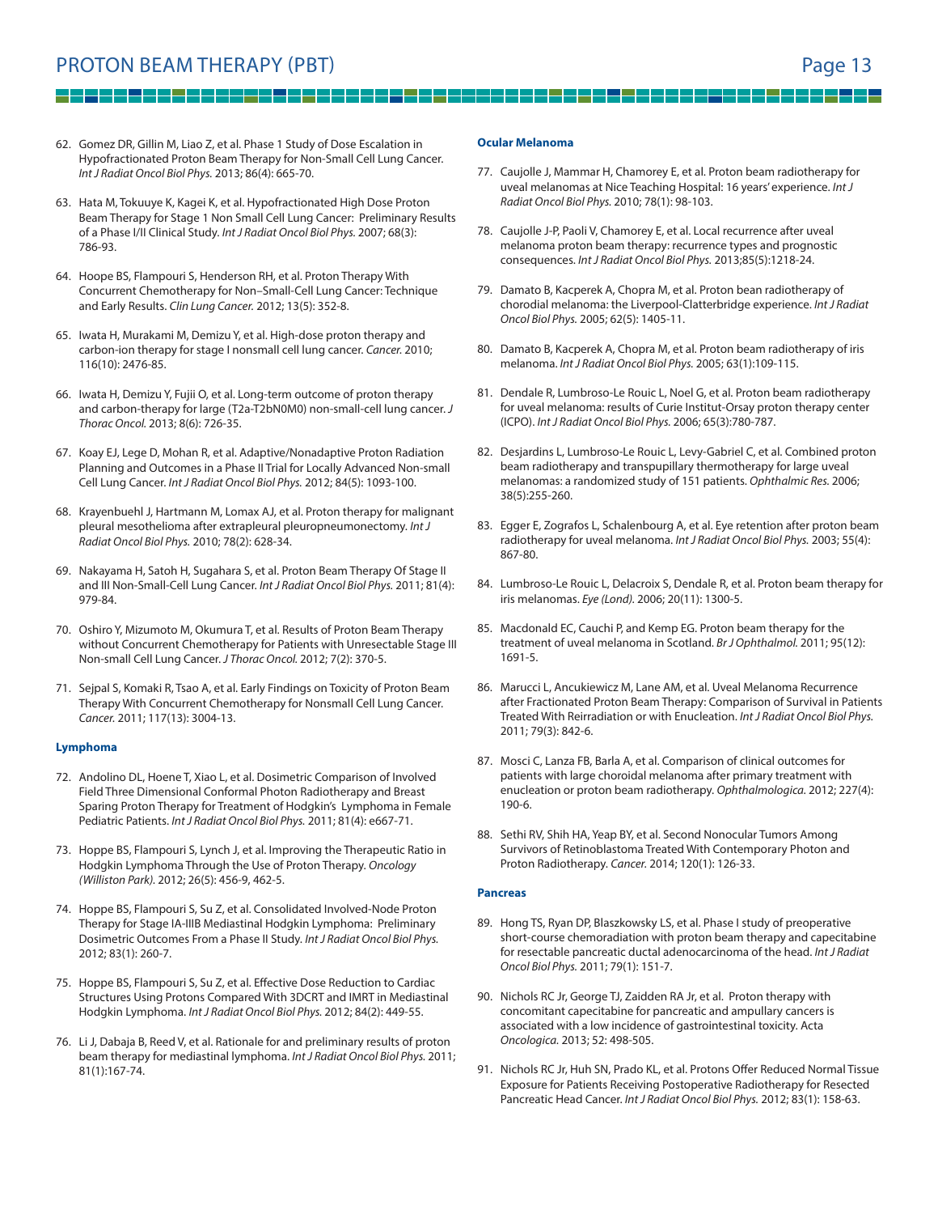62. Gomez DR, Gillin M, Liao Z, et al. Phase 1 Study of Dose Escalation in Hypofractionated Proton Beam Therapy for Non-Small Cell Lung Cancer. *Int J Radiat Oncol Biol Phys.* 2013; 86(4): 665-70.

63. Hata M, Tokuuye K, Kagei K, et al. Hypofractionated High Dose Proton Beam Therapy for Stage 1 Non Small Cell Lung Cancer: Preliminary Results of a Phase I/II Clinical Study. *Int J Radiat Oncol Biol Phys.* 2007; 68(3): 786-93.

64. Hoope BS, Flampouri S, Henderson RH, et al. Proton Therapy With Concurrent Chemotherapy for Non–Small-Cell Lung Cancer: Technique and Early Results. *Clin Lung Cancer.* 2012; 13(5): 352-8.

65. Iwata H, Murakami M, Demizu Y, et al. High-dose proton therapy and carbon-ion therapy for stage I nonsmall cell lung cancer. *Cancer.* 2010; 116(10): 2476-85.

66. Iwata H, Demizu Y, Fujii O, et al. Long-term outcome of proton therapy and carbon-therapy for large (T2a-T2bN0M0) non-small-cell lung cancer. *J Thorac Oncol.* 2013; 8(6): 726-35.

67. Koay EJ, Lege D, Mohan R, et al. Adaptive/Nonadaptive Proton Radiation Planning and Outcomes in a Phase II Trial for Locally Advanced Non-small Cell Lung Cancer. *Int J Radiat Oncol Biol Phys.* 2012; 84(5): 1093-100.

68. Krayenbuehl J, Hartmann M, Lomax AJ, et al. Proton therapy for malignant pleural mesothelioma after extrapleural pleuropneumonectomy. *Int J Radiat Oncol Biol Phys.* 2010; 78(2): 628-34.

69. Nakayama H, Satoh H, Sugahara S, et al. Proton Beam Therapy Of Stage II and III Non-Small-Cell Lung Cancer. *Int J Radiat Oncol Biol Phys.* 2011; 81(4): 979-84.

70. Oshiro Y, Mizumoto M, Okumura T, et al. Results of Proton Beam Therapy without Concurrent Chemotherapy for Patients with Unresectable Stage III Non-small Cell Lung Cancer. *J Thorac Oncol.* 2012; 7(2): 370-5.

71. Sejpal S, Komaki R, Tsao A, et al. Early Findings on Toxicity of Proton Beam Therapy With Concurrent Chemotherapy for Nonsmall Cell Lung Cancer. *Cancer.* 2011; 117(13): 3004-13.

**Lymphoma**

72. Andolino DL, Hoene T, Xiao L, et al. Dosimetric Comparison of Involved Field Three Dimensional Conformal Photon Radiotherapy and Breast Sparing Proton Therapy for Treatment of Hodgkin's Lymphoma in Female Pediatric Patients. *Int J Radiat Oncol Biol Phys.* 2011; 81(4): e667-71.

73. Hoppe BS, Flampouri S, Lynch J, et al. Improving the Therapeutic Ratio in Hodgkin Lymphoma Through the Use of Proton Therapy. *Oncology (Williston Park).* 2012; 26(5): 456-9, 462-5.

74. Hoppe BS, Flampouri S, Su Z, et al. Consolidated Involved-Node Proton Therapy for Stage IA-IIIB Mediastinal Hodgkin Lymphoma: Preliminary Dosimetric Outcomes From a Phase II Study. *Int J Radiat Oncol Biol Phys.* 2012; 83(1): 260-7.

75. Hoppe BS, Flampouri S, Su Z, et al. Effective Dose Reduction to Cardiac Structures Using Protons Compared With 3DCRT and IMRT in Mediastinal Hodgkin Lymphoma. *Int J Radiat Oncol Biol Phys.* 2012; 84(2): 449-55.

76. Li J, Dabaja B, Reed V, et al. Rationale for and preliminary results of proton beam therapy for mediastinal lymphoma. *Int J Radiat Oncol Biol Phys.* 2011; 81(1):167-74.

**Ocular Melanoma**

77. Caujolle J, Mammar H, Chamorey E, et al. Proton beam radiotherapy for uveal melanomas at Nice Teaching Hospital: 16 years' experience. *Int J Radiat Oncol Biol Phys.* 2010; 78(1): 98-103.

78. Caujolle J-P, Paoli V, Chamorey E, et al. Local recurrence after uveal melanoma proton beam therapy: recurrence types and prognostic consequences. *Int J Radiat Oncol Biol Phys.* 2013;85(5):1218-24.

79. Damato B, Kacperek A, Chopra M, et al. Proton bean radiotherapy of chorodial melanoma: the Liverpool-Clatterbridge experience. *Int J Radiat Oncol Biol Phys.* 2005; 62(5): 1405-11.

80. Damato B, Kacperek A, Chopra M, et al. Proton beam radiotherapy of iris melanoma. *Int J Radiat Oncol Biol Phys.* 2005; 63(1):109-115.

81. Dendale R, Lumbroso-Le Rouic L, Noel G, et al. Proton beam radiotherapy for uveal melanoma: results of Curie Institut-Orsay proton therapy center (ICPO). *Int J Radiat Oncol Biol Phys.* 2006; 65(3):780-787.

82. Desjardins L, Lumbroso-Le Rouic L, Levy-Gabriel C, et al. Combined proton beam radiotherapy and transpupillary thermotherapy for large uveal melanomas: a randomized study of 151 patients. *Ophthalmic Res.* 2006; 38(5):255-260.

83. Egger E, Zografos L, Schalenbourg A, et al. Eye retention after proton beam radiotherapy for uveal melanoma. *Int J Radiat Oncol Biol Phys.* 2003; 55(4): 867-80.

84. Lumbroso-Le Rouic L, Delacroix S, Dendale R, et al. Proton beam therapy for iris melanomas. *Eye (Lond).* 2006; 20(11): 1300-5.

85. Macdonald EC, Cauchi P, and Kemp EG. Proton beam therapy for the treatment of uveal melanoma in Scotland. *Br J Ophthalmol.* 2011; 95(12): 1691-5.

86. Marucci L, Ancukiewicz M, Lane AM, et al. Uveal Melanoma Recurrence after Fractionated Proton Beam Therapy: Comparison of Survival in Patients Treated With Reirradiation or with Enucleation. *Int J Radiat Oncol Biol Phys.* 2011; 79(3): 842-6.

87. Mosci C, Lanza FB, Barla A, et al. Comparison of clinical outcomes for patients with large choroidal melanoma after primary treatment with enucleation or proton beam radiotherapy. *Ophthalmologica.* 2012; 227(4): 190-6.

88. Sethi RV, Shih HA, Yeap BY, et al. Second Nonocular Tumors Among Survivors of Retinoblastoma Treated With Contemporary Photon and Proton Radiotherapy. *Cancer.* 2014; 120(1): 126-33.

**Pancreas**

89. Hong TS, Ryan DP, Blaszkowsky LS, et al. Phase I study of preoperative short-course chemoradiation with proton beam therapy and capecitabine for resectable pancreatic ductal adenocarcinoma of the head. *Int J Radiat Oncol Biol Phys.* 2011; 79(1): 151-7.

90. Nichols RC Jr, George TJ, Zaidden RA Jr, et al. Proton therapy with concomitant capecitabine for pancreatic and ampullary cancers is associated with a low incidence of gastrointestinal toxicity. Acta *Oncologica.* 2013; 52: 498-505.

91. Nichols RC Jr, Huh SN, Prado KL, et al. Protons Offer Reduced Normal Tissue Exposure for Patients Receiving Postoperative Radiotherapy for Resected Pancreatic Head Cancer. *Int J Radiat Oncol Biol Phys.* 2012; 83(1): 158-63.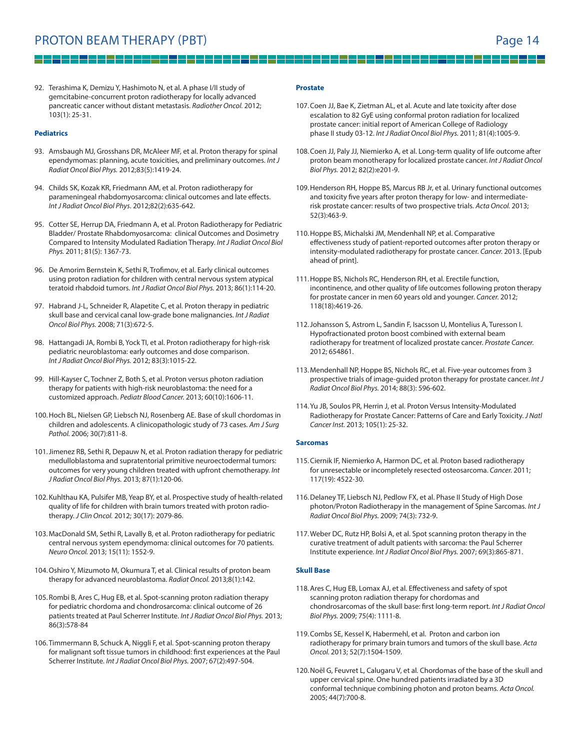92. Terashima K, Demizu Y, Hashimoto N, et al. A phase I/II study of gemcitabine-concurrent proton radiotherapy for locally advanced pancreatic cancer without distant metastasis. *Radiother Oncol.* 2012; 103(1): 25-31.

**Pediatrics**

93. Amsbaugh MJ, Grosshans DR, McAleer MF, et al. Proton therapy for spinal ependymomas: planning, acute toxicities, and preliminary outcomes. *Int J Radiat Oncol Biol Phys.* 2012;83(5):1419-24.

94. Childs SK, Kozak KR, Friedmann AM, et al. Proton radiotherapy for parameningeal rhabdomyosarcoma: clinical outcomes and late effects. *Int J Radiat Oncol Biol Phys*. 2012;82(2):635-642.

95. Cotter SE, Herrup DA, Friedmann A, et al. Proton Radiotherapy for Pediatric Bladder/ Prostate Rhabdomyosarcoma: clinical Outcomes and Dosimetry Compared to Intensity Modulated Radiation Therapy. *Int J Radiat Oncol Biol Phys.* 2011; 81(5): 1367-73.

96. De Amorim Bernstein K, Sethi R, Trofimov, et al. Early clinical outcomes using proton radiation for children with central nervous system atypical teratoid rhabdoid tumors. *Int J Radiat Oncol Biol Phys.* 2013; 86(1):114-20.

97. Habrand J-L, Schneider R, Alapetite C, et al. Proton therapy in pediatric skull base and cervical canal low-grade bone malignancies. *Int J Radiat Oncol Biol Phys.* 2008; 71(3):672-5.

98. Hattangadi JA, Rombi B, Yock TI, et al. Proton radiotherapy for high-risk pediatric neuroblastoma: early outcomes and dose comparison. *Int J Radiat Oncol Biol Phys.* 2012; 83(3):1015-22.

99. Hill-Kayser C, Tochner Z, Both S, et al. Proton versus photon radiation therapy for patients with high-risk neuroblastoma: the need for a customized approach. *Pediatr Blood Cancer.* 2013; 60(10):1606-11.

100. Hoch BL, Nielsen GP, Liebsch NJ, Rosenberg AE. Base of skull chordomas in children and adolescents. A clinicopathologic study of 73 cases. *Am J Surg Pathol.* 2006; 30(7):811-8.

101. Jimenez RB, Sethi R, Depauw N, et al. Proton radiation therapy for pediatric medulloblastoma and supratentorial primitive neuroectodermal tumors: outcomes for very young children treated with upfront chemotherapy. *Int J Radiat Oncol Biol Phys.* 2013; 87(1):120-06.

102. Kuhlthau KA, Pulsifer MB, Yeap BY, et al. Prospective study of health-related quality of life for children with brain tumors treated with proton radiotherapy. *J Clin Oncol.* 2012; 30(17): 2079-86.

103. MacDonald SM, Sethi R, Lavally B, et al. Proton radiotherapy for pediatric central nervous system ependymoma: clinical outcomes for 70 patients. *Neuro Oncol.* 2013; 15(11): 1552-9.

104. Oshiro Y, Mizumoto M, Okumura T, et al. Clinical results of proton beam therapy for advanced neuroblastoma. *Radiat Oncol.* 2013;8(1):142.

105. Rombi B, Ares C, Hug EB, et al. Spot-scanning proton radiation therapy for pediatric chordoma and chondrosarcoma: clinical outcome of 26 patients treated at Paul Scherrer Institute. *Int J Radiat Oncol Biol Phys.* 2013; 86(3):578-84

106. Timmermann B, Schuck A, Niggli F, et al. Spot-scanning proton therapy for malignant soft tissue tumors in childhood: first experiences at the Paul Scherrer Institute. *Int J Radiat Oncol Biol Phys.* 2007; 67(2):497-504.

**Prostate**

107. Coen JJ, Bae K, Zietman AL, et al. Acute and late toxicity after dose escalation to 82 GyE using conformal proton radiation for localized prostate cancer: initial report of American College of Radiology phase II study 03-12. *Int J Radiat Oncol Biol Phys.* 2011; 81(4):1005-9.

108. Coen JJ, Paly JJ, Niemierko A, et al. Long-term quality of life outcome after proton beam monotherapy for localized prostate cancer. *Int J Radiat Oncol Biol Phys.* 2012; 82(2):e201-9.

109. Henderson RH, Hoppe BS, Marcus RB Jr, et al. Urinary functional outcomes and toxicity five years after proton therapy for low- and intermediate-risk prostate cancer: results of two prospective trials. *Acta Oncol.* 2013; 52(3):463-9.

110. Hoppe BS, Michalski JM, Mendenhall NP, et al. Comparative effectiveness study of patient-reported outcomes after proton therapy or intensity-modulated radiotherapy for prostate cancer. *Cancer.* 2013. [Epub ahead of print].

111. Hoppe BS, Nichols RC, Henderson RH, et al. Erectile function, incontinence, and other quality of life outcomes following proton therapy for prostate cancer in men 60 years old and younger. *Cancer.* 2012; 118(18):4619-26.

112. Johansson S, Astrom L, Sandin F, Isacsson U, Montelius A, Turesson I. Hypofractionated proton boost combined with external beam radiotherapy for treatment of localized prostate cancer. *Prostate Cancer.* 2012; 654861.

113. Mendenhall NP, Hoppe BS, Nichols RC, et al. Five-year outcomes from 3 prospective trials of image-guided proton therapy for prostate cancer. *Int J Radiat Oncol Biol Phys.* 2014; 88(3): 596-602.

114. Yu JB, Soulos PR, Herrin J, et al. Proton Versus Intensity-Modulated Radiotherapy for Prostate Cancer: Patterns of Care and Early Toxicity. *J Natl Cancer Inst.* 2013; 105(1): 25-32.

**Sarcomas**

115. Ciernik IF, Niemierko A, Harmon DC, et al. Proton based radiotherapy for unresectable or incompletely resected osteosarcoma. *Cancer.* 2011; 117(19): 4522-30.

116. Delaney TF, Liebsch NJ, Pedlow FX, et al. Phase II Study of High Dose photon/Proton Radiotherapy in the management of Spine Sarcomas. *Int J Radiat Oncol Biol Phys.* 2009; 74(3): 732-9.

117. Weber DC, Rutz HP, Bolsi A, et al. Spot scanning proton therapy in the curative treatment of adult patients with sarcoma: the Paul Scherrer Institute experience. *Int J Radiat Oncol Biol Phys.* 2007; 69(3):865-871.

**Skull Base**

118. Ares C, Hug EB, Lomax AJ, et al. Effectiveness and safety of spot scanning proton radiation therapy for chordomas and chondrosarcomas of the skull base: first long-term report. *Int J Radiat Oncol Biol Phys.* 2009; 75(4): 1111-8.

119. Combs SE, Kessel K, Habermehl, et al. Proton and carbon ion radiotherapy for primary brain tumors and tumors of the skull base. *Acta Oncol.* 2013; 52(7):1504-1509.

120. Noël G, Feuvret L, Calugaru V, et al. Chordomas of the base of the skull and upper cervical spine. One hundred patients irradiated by a 3D conformal technique combining photon and proton beams. *Acta Oncol.* 2005; 44(7):700-8.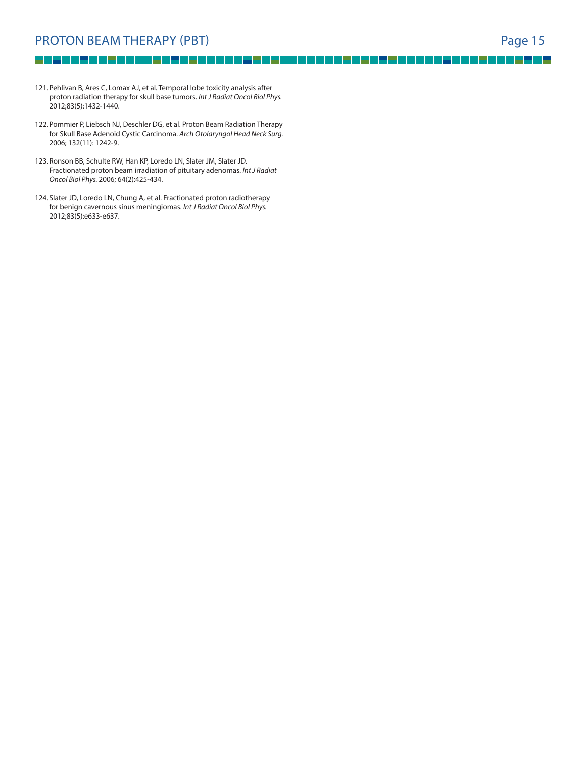121. Pehlivan B, Ares C, Lomax AJ, et al. Temporal lobe toxicity analysis after proton radiation therapy for skull base tumors. *Int J Radiat Oncol Biol Phys.* 2012;83(5):1432-1440.

122. Pommier P, Liebsch NJ, Deschler DG, et al. Proton Beam Radiation Therapy for Skull Base Adenoid Cystic Carcinoma. *Arch Otolaryngol Head Neck Surg.* 2006; 132(11): 1242-9.

123. Ronson BB, Schulte RW, Han KP, Loredo LN, Slater JM, Slater JD. Fractionated proton beam irradiation of pituitary adenomas. *Int J Radiat Oncol Biol Phys.* 2006; 64(2):425-434.

124. Slater JD, Loredo LN, Chung A, et al. Fractionated proton radiotherapy for benign cavernous sinus meningiomas. *Int J Radiat Oncol Biol Phys.* 2012;83(5):e633-e637.